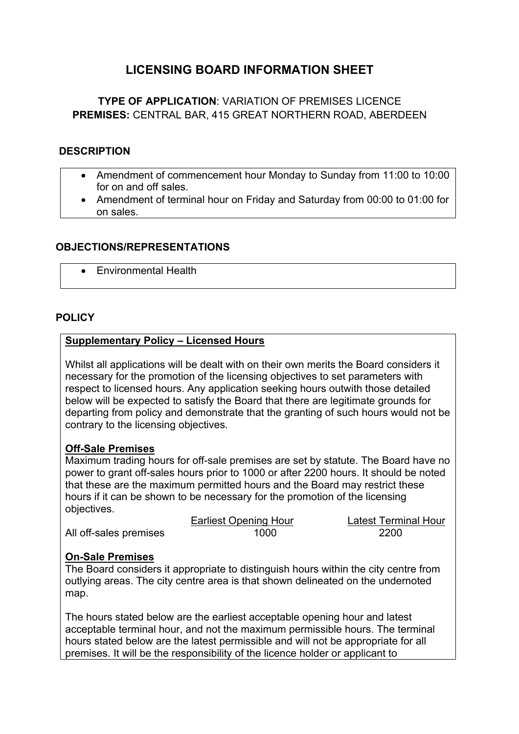# LICENSING BOARD INFORMATION SHEET

**TYPE OF APPLICATION**: VARIATION OF PREMISES LICENCE
**PREMISES:** CENTRAL BAR, 415 GREAT NORTHERN ROAD, ABERDEEN

## DESCRIPTION

- Amendment of commencement hour Monday to Sunday from 11:00 to 10:00 for on and off sales.
- Amendment of terminal hour on Friday and Saturday from 00:00 to 01:00 for on sales.

## OBJECTIONS/REPRESENTATIONS

- Environmental Health

## POLICY

**Supplementary Policy – Licensed Hours**

Whilst all applications will be dealt with on their own merits the Board considers it necessary for the promotion of the licensing objectives to set parameters with respect to licensed hours. Any application seeking hours outwith those detailed below will be expected to satisfy the Board that there are legitimate grounds for departing from policy and demonstrate that the granting of such hours would not be contrary to the licensing objectives.

**Off-Sale Premises**

Maximum trading hours for off-sale premises are set by statute. The Board have no power to grant off-sales hours prior to 1000 or after 2200 hours. It should be noted that these are the maximum permitted hours and the Board may restrict these hours if it can be shown to be necessary for the promotion of the licensing objectives.

| | Earliest Opening Hour | Latest Terminal Hour |
|---|---|---|
| All off-sales premises | 1000 | 2200 |

**On-Sale Premises**

The Board considers it appropriate to distinguish hours within the city centre from outlying areas. The city centre area is that shown delineated on the undernoted map.

The hours stated below are the earliest acceptable opening hour and latest acceptable terminal hour, and not the maximum permissible hours. The terminal hours stated below are the latest permissible and will not be appropriate for all premises. It will be the responsibility of the licence holder or applicant to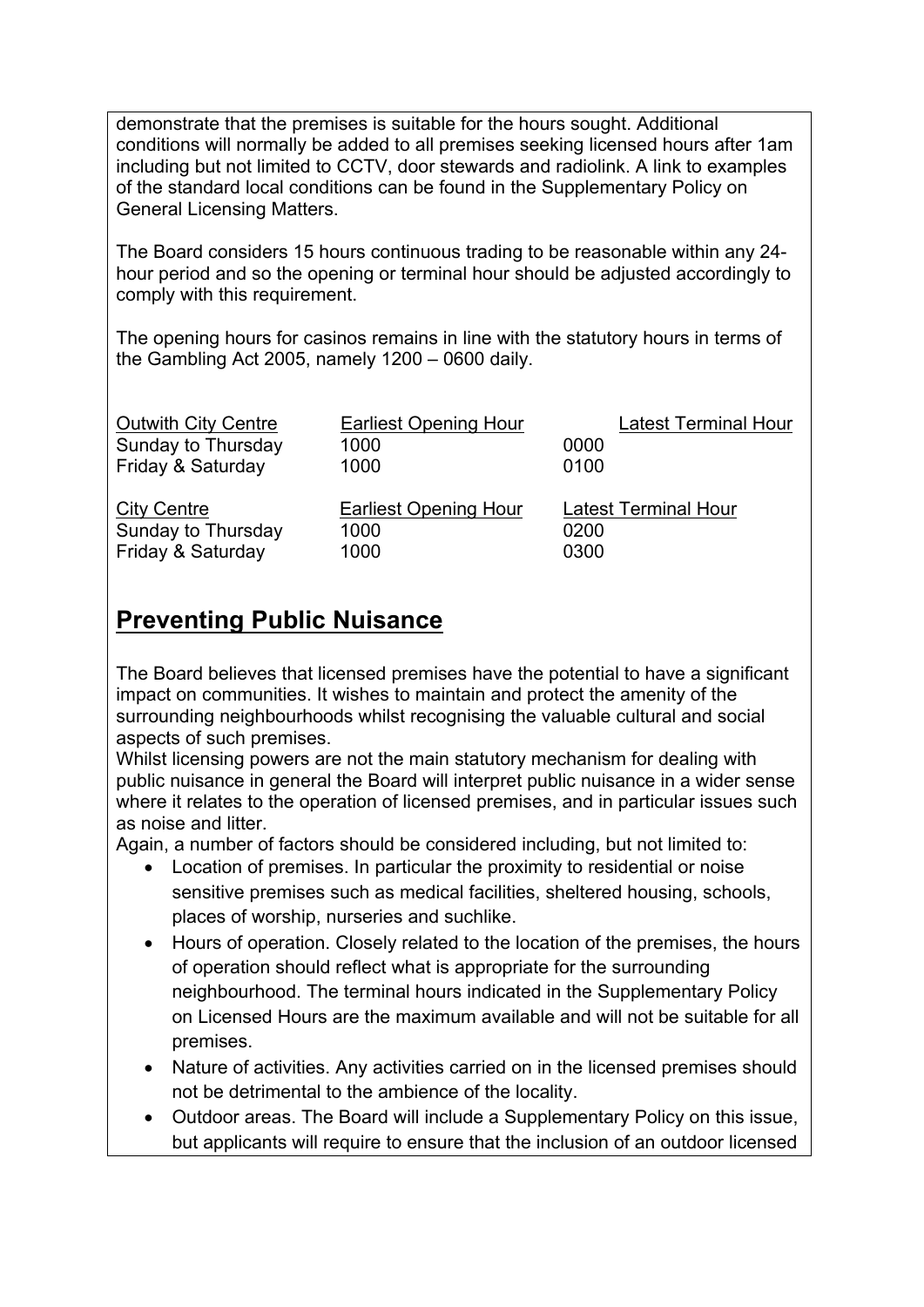demonstrate that the premises is suitable for the hours sought. Additional conditions will normally be added to all premises seeking licensed hours after 1am including but not limited to CCTV, door stewards and radiolink. A link to examples of the standard local conditions can be found in the Supplementary Policy on General Licensing Matters.

The Board considers 15 hours continuous trading to be reasonable within any 24-hour period and so the opening or terminal hour should be adjusted accordingly to comply with this requirement.

The opening hours for casinos remains in line with the statutory hours in terms of the Gambling Act 2005, namely 1200 – 0600 daily.

| Outwith City Centre | Earliest Opening Hour | Latest Terminal Hour |
|---|---|---|
| Sunday to Thursday | 1000 | 0000 |
| Friday & Saturday | 1000 | 0100 |

| City Centre | Earliest Opening Hour | Latest Terminal Hour |
|---|---|---|
| Sunday to Thursday | 1000 | 0200 |
| Friday & Saturday | 1000 | 0300 |

## Preventing Public Nuisance

The Board believes that licensed premises have the potential to have a significant impact on communities. It wishes to maintain and protect the amenity of the surrounding neighbourhoods whilst recognising the valuable cultural and social aspects of such premises.
Whilst licensing powers are not the main statutory mechanism for dealing with public nuisance in general the Board will interpret public nuisance in a wider sense where it relates to the operation of licensed premises, and in particular issues such as noise and litter.
Again, a number of factors should be considered including, but not limited to:

- Location of premises. In particular the proximity to residential or noise sensitive premises such as medical facilities, sheltered housing, schools, places of worship, nurseries and suchlike.
- Hours of operation. Closely related to the location of the premises, the hours of operation should reflect what is appropriate for the surrounding neighbourhood. The terminal hours indicated in the Supplementary Policy on Licensed Hours are the maximum available and will not be suitable for all premises.
- Nature of activities. Any activities carried on in the licensed premises should not be detrimental to the ambience of the locality.
- Outdoor areas. The Board will include a Supplementary Policy on this issue, but applicants will require to ensure that the inclusion of an outdoor licensed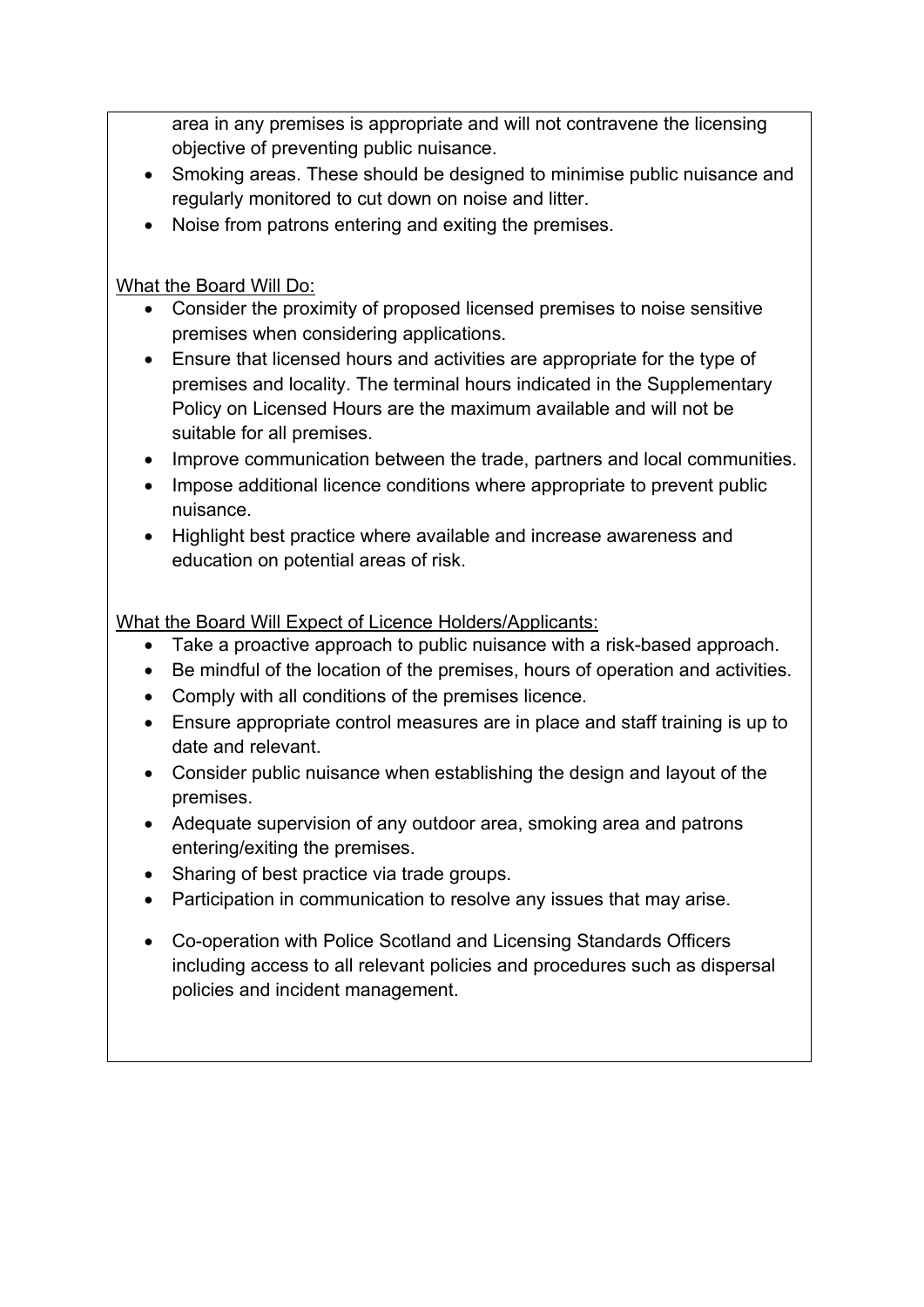area in any premises is appropriate and will not contravene the licensing objective of preventing public nuisance.

- Smoking areas. These should be designed to minimise public nuisance and regularly monitored to cut down on noise and litter.
- Noise from patrons entering and exiting the premises.

<u>What the Board Will Do:</u>

- Consider the proximity of proposed licensed premises to noise sensitive premises when considering applications.
- Ensure that licensed hours and activities are appropriate for the type of premises and locality. The terminal hours indicated in the Supplementary Policy on Licensed Hours are the maximum available and will not be suitable for all premises.
- Improve communication between the trade, partners and local communities.
- Impose additional licence conditions where appropriate to prevent public nuisance.
- Highlight best practice where available and increase awareness and education on potential areas of risk.

<u>What the Board Will Expect of Licence Holders/Applicants:</u>

- Take a proactive approach to public nuisance with a risk-based approach.
- Be mindful of the location of the premises, hours of operation and activities.
- Comply with all conditions of the premises licence.
- Ensure appropriate control measures are in place and staff training is up to date and relevant.
- Consider public nuisance when establishing the design and layout of the premises.
- Adequate supervision of any outdoor area, smoking area and patrons entering/exiting the premises.
- Sharing of best practice via trade groups.
- Participation in communication to resolve any issues that may arise.
- Co-operation with Police Scotland and Licensing Standards Officers including access to all relevant policies and procedures such as dispersal policies and incident management.